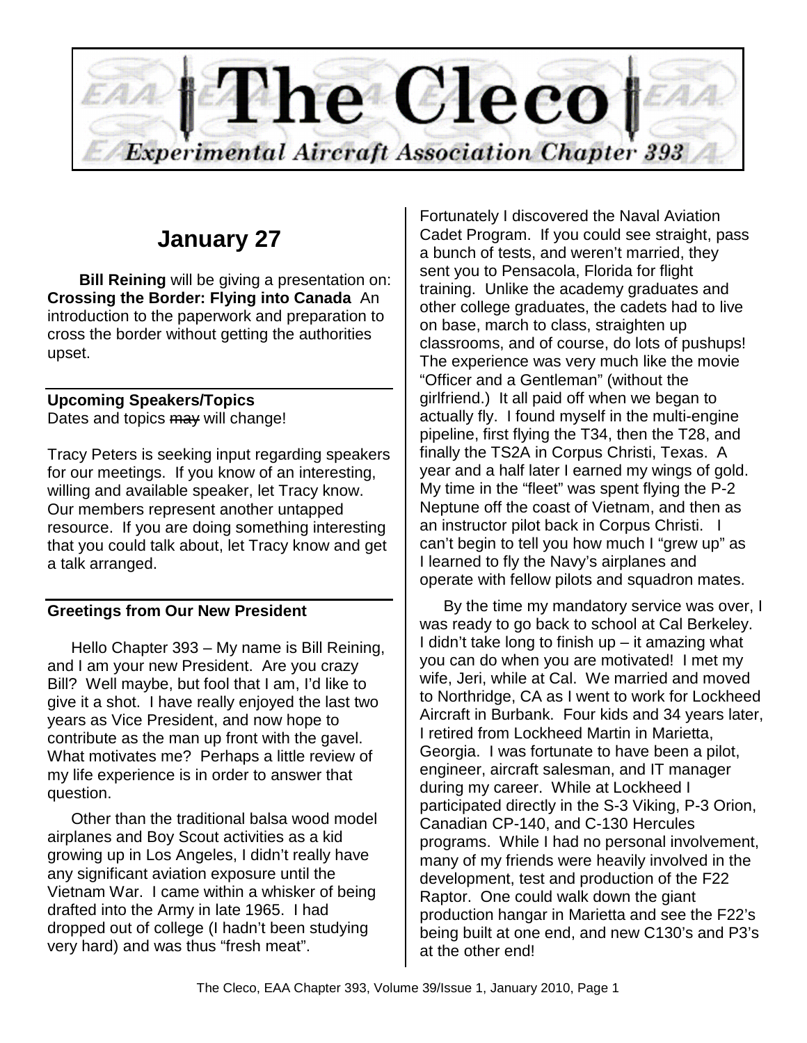# The Cleco

*Experimental Aircraft Association Chapter 393*

## January 27

**Bill Reining** will be giving a presentation on: **Crossing the Border: Flying into Canada** An introduction to the paperwork and preparation to cross the border without getting the authorities upset.

### Upcoming Speakers/Topics

Dates and topics ~~may~~ will change!

Tracy Peters is seeking input regarding speakers for our meetings. If you know of an interesting, willing and available speaker, let Tracy know. Our members represent another untapped resource. If you are doing something interesting that you could talk about, let Tracy know and get a talk arranged.

### Greetings from Our New President

Hello Chapter 393 – My name is Bill Reining, and I am your new President. Are you crazy Bill? Well maybe, but fool that I am, I'd like to give it a shot. I have really enjoyed the last two years as Vice President, and now hope to contribute as the man up front with the gavel. What motivates me? Perhaps a little review of my life experience is in order to answer that question.

Other than the traditional balsa wood model airplanes and Boy Scout activities as a kid growing up in Los Angeles, I didn't really have any significant aviation exposure until the Vietnam War. I came within a whisker of being drafted into the Army in late 1965. I had dropped out of college (I hadn't been studying very hard) and was thus "fresh meat".

Fortunately I discovered the Naval Aviation Cadet Program. If you could see straight, pass a bunch of tests, and weren't married, they sent you to Pensacola, Florida for flight training. Unlike the academy graduates and other college graduates, the cadets had to live on base, march to class, straighten up classrooms, and of course, do lots of pushups! The experience was very much like the movie "Officer and a Gentleman" (without the girlfriend.) It all paid off when we began to actually fly. I found myself in the multi-engine pipeline, first flying the T34, then the T28, and finally the TS2A in Corpus Christi, Texas. A year and a half later I earned my wings of gold. My time in the "fleet" was spent flying the P-2 Neptune off the coast of Vietnam, and then as an instructor pilot back in Corpus Christi. I can't begin to tell you how much I "grew up" as I learned to fly the Navy's airplanes and operate with fellow pilots and squadron mates.

By the time my mandatory service was over, I was ready to go back to school at Cal Berkeley. I didn't take long to finish up – it amazing what you can do when you are motivated! I met my wife, Jeri, while at Cal. We married and moved to Northridge, CA as I went to work for Lockheed Aircraft in Burbank. Four kids and 34 years later, I retired from Lockheed Martin in Marietta, Georgia. I was fortunate to have been a pilot, engineer, aircraft salesman, and IT manager during my career. While at Lockheed I participated directly in the S-3 Viking, P-3 Orion, Canadian CP-140, and C-130 Hercules programs. While I had no personal involvement, many of my friends were heavily involved in the development, test and production of the F22 Raptor. One could walk down the giant production hangar in Marietta and see the F22's being built at one end, and new C130's and P3's at the other end!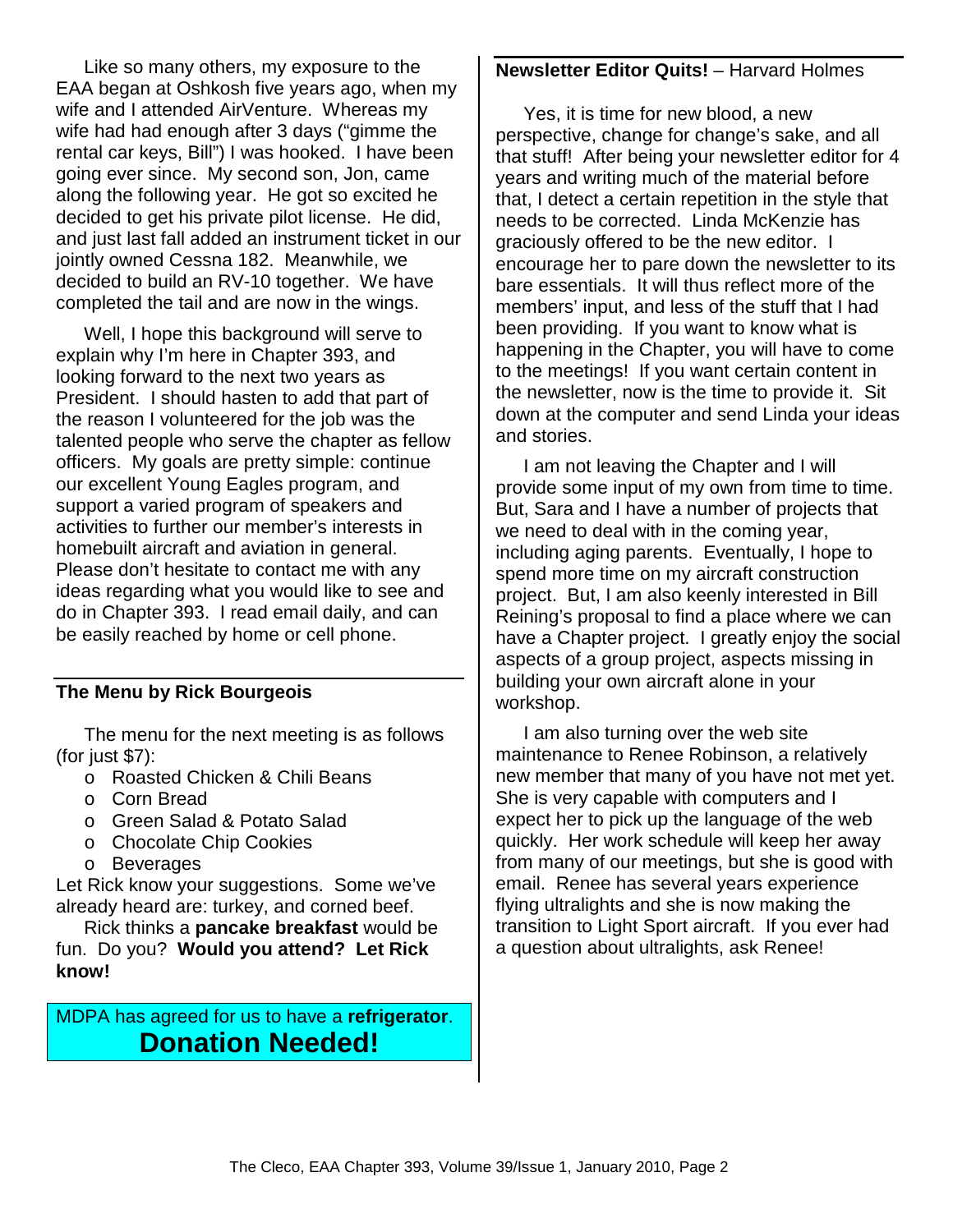Like so many others, my exposure to the EAA began at Oshkosh five years ago, when my wife and I attended AirVenture. Whereas my wife had had enough after 3 days ("gimme the rental car keys, Bill") I was hooked. I have been going ever since. My second son, Jon, came along the following year. He got so excited he decided to get his private pilot license. He did, and just last fall added an instrument ticket in our jointly owned Cessna 182. Meanwhile, we decided to build an RV-10 together. We have completed the tail and are now in the wings.

Well, I hope this background will serve to explain why I'm here in Chapter 393, and looking forward to the next two years as President. I should hasten to add that part of the reason I volunteered for the job was the talented people who serve the chapter as fellow officers. My goals are pretty simple: continue our excellent Young Eagles program, and support a varied program of speakers and activities to further our member's interests in homebuilt aircraft and aviation in general. Please don't hesitate to contact me with any ideas regarding what you would like to see and do in Chapter 393. I read email daily, and can be easily reached by home or cell phone.

## The Menu by Rick Bourgeois

The menu for the next meeting is as follows (for just $7):

- Roasted Chicken & Chili Beans
- Corn Bread
- Green Salad & Potato Salad
- Chocolate Chip Cookies
- Beverages

Let Rick know your suggestions. Some we've already heard are: turkey, and corned beef.

Rick thinks a **pancake breakfast** would be fun. Do you? **Would you attend? Let Rick know!**

MDPA has agreed for us to have a **refrigerator**.
**Donation Needed!**

## Newsletter Editor Quits! – Harvard Holmes

Yes, it is time for new blood, a new perspective, change for change's sake, and all that stuff! After being your newsletter editor for 4 years and writing much of the material before that, I detect a certain repetition in the style that needs to be corrected. Linda McKenzie has graciously offered to be the new editor. I encourage her to pare down the newsletter to its bare essentials. It will thus reflect more of the members' input, and less of the stuff that I had been providing. If you want to know what is happening in the Chapter, you will have to come to the meetings! If you want certain content in the newsletter, now is the time to provide it. Sit down at the computer and send Linda your ideas and stories.

I am not leaving the Chapter and I will provide some input of my own from time to time. But, Sara and I have a number of projects that we need to deal with in the coming year, including aging parents. Eventually, I hope to spend more time on my aircraft construction project. But, I am also keenly interested in Bill Reining's proposal to find a place where we can have a Chapter project. I greatly enjoy the social aspects of a group project, aspects missing in building your own aircraft alone in your workshop.

I am also turning over the web site maintenance to Renee Robinson, a relatively new member that many of you have not met yet. She is very capable with computers and I expect her to pick up the language of the web quickly. Her work schedule will keep her away from many of our meetings, but she is good with email. Renee has several years experience flying ultralights and she is now making the transition to Light Sport aircraft. If you ever had a question about ultralights, ask Renee!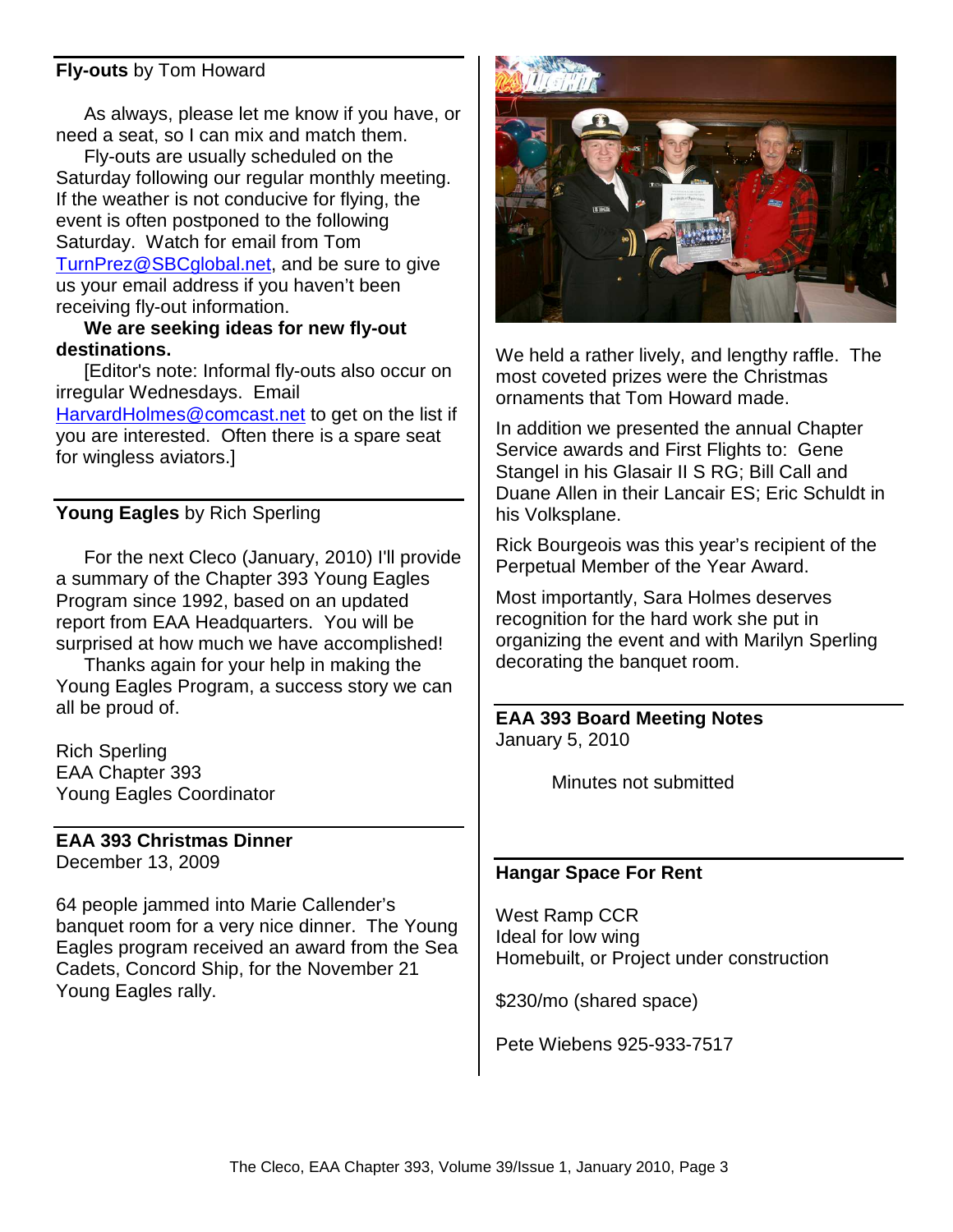## Fly-outs by Tom Howard

As always, please let me know if you have, or need a seat, so I can mix and match them.

Fly-outs are usually scheduled on the Saturday following our regular monthly meeting. If the weather is not conducive for flying, the event is often postponed to the following Saturday. Watch for email from Tom TurnPrez@SBCglobal.net, and be sure to give us your email address if you haven't been receiving fly-out information.

**We are seeking ideas for new fly-out destinations.**

[Editor's note: Informal fly-outs also occur on irregular Wednesdays. Email HarvardHolmes@comcast.net to get on the list if you are interested. Often there is a spare seat for wingless aviators.]

## Young Eagles by Rich Sperling

For the next Cleco (January, 2010) I'll provide a summary of the Chapter 393 Young Eagles Program since 1992, based on an updated report from EAA Headquarters. You will be surprised at how much we have accomplished!

Thanks again for your help in making the Young Eagles Program, a success story we can all be proud of.

Rich Sperling
EAA Chapter 393
Young Eagles Coordinator

## EAA 393 Christmas Dinner

December 13, 2009

64 people jammed into Marie Callender's banquet room for a very nice dinner. The Young Eagles program received an award from the Sea Cadets, Concord Ship, for the November 21 Young Eagles rally.

We held a rather lively, and lengthy raffle. The most coveted prizes were the Christmas ornaments that Tom Howard made.

In addition we presented the annual Chapter Service awards and First Flights to: Gene Stangel in his Glasair II S RG; Bill Call and Duane Allen in their Lancair ES; Eric Schuldt in his Volksplane.

Rick Bourgeois was this year's recipient of the Perpetual Member of the Year Award.

Most importantly, Sara Holmes deserves recognition for the hard work she put in organizing the event and with Marilyn Sperling decorating the banquet room.

## EAA 393 Board Meeting Notes

January 5, 2010

Minutes not submitted

## Hangar Space For Rent

West Ramp CCR
Ideal for low wing
Homebuilt, or Project under construction

$230/mo (shared space)

Pete Wiebens 925-933-7517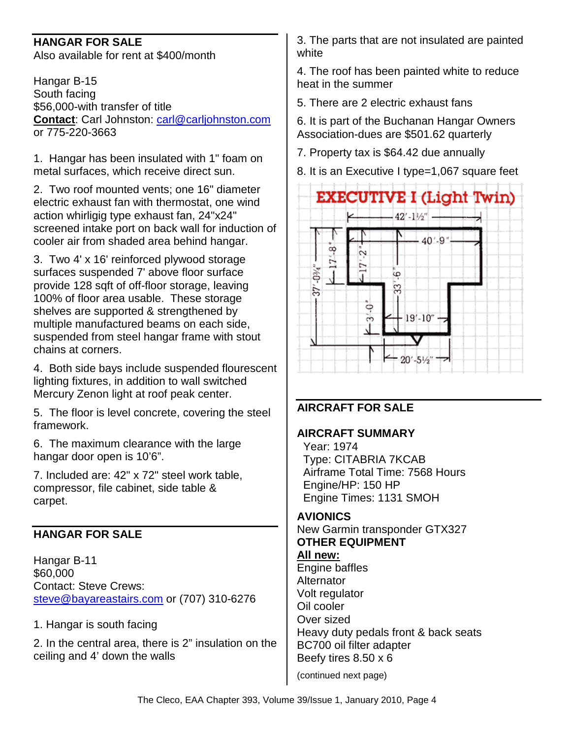## HANGAR FOR SALE

Also available for rent at $400/month

Hangar B-15
South facing
$56,000-with transfer of title
**Contact**: Carl Johnston: carl@carljohnston.com or 775-220-3663

1. Hangar has been insulated with 1" foam on metal surfaces, which receive direct sun.
2. Two roof mounted vents; one 16" diameter electric exhaust fan with thermostat, one wind action whirligig type exhaust fan, 24"x24" screened intake port on back wall for induction of cooler air from shaded area behind hangar.
3. Two 4' x 16' reinforced plywood storage surfaces suspended 7' above floor surface provide 128 sqft of off-floor storage, leaving 100% of floor area usable. These storage shelves are supported & strengthened by multiple manufactured beams on each side, suspended from steel hangar frame with stout chains at corners.
4. Both side bays include suspended flourescent lighting fixtures, in addition to wall switched Mercury Zenon light at roof peak center.
5. The floor is level concrete, covering the steel framework.
6. The maximum clearance with the large hangar door open is 10'6".
7. Included are: 42" x 72" steel work table, compressor, file cabinet, side table & carpet.

## HANGAR FOR SALE

Hangar B-11
$60,000
Contact: Steve Crews: steve@bayareastairs.com or (707) 310-6276

1. Hangar is south facing
2. In the central area, there is 2" insulation on the ceiling and 4' down the walls
3. The parts that are not insulated are painted white
4. The roof has been painted white to reduce heat in the summer
5. There are 2 electric exhaust fans
6. It is part of the Buchanan Hangar Owners Association-dues are $501.62 quarterly
7. Property tax is $64.42 due annually
8. It is an Executive I type=1,067 square feet

EXECUTIVE I (Light Twin)

42'-1½" | 40'-9" | 17'-8" | 17'-2" | 37'-0¾" | 33'-6" | 3'-0" | 19'-10" | 20'-5½"

## AIRCRAFT FOR SALE

### AIRCRAFT SUMMARY

Year: 1974
Type: CITABRIA 7KCAB
Airframe Total Time: 7568 Hours
Engine/HP: 150 HP
Engine Times: 1131 SMOH

### AVIONICS

New Garmin transponder GTX327

### OTHER EQUIPMENT

**All new:**
Engine baffles
Alternator
Volt regulator
Oil cooler
Over sized
Heavy duty pedals front & back seats
BC700 oil filter adapter
Beefy tires 8.50 x 6

(continued next page)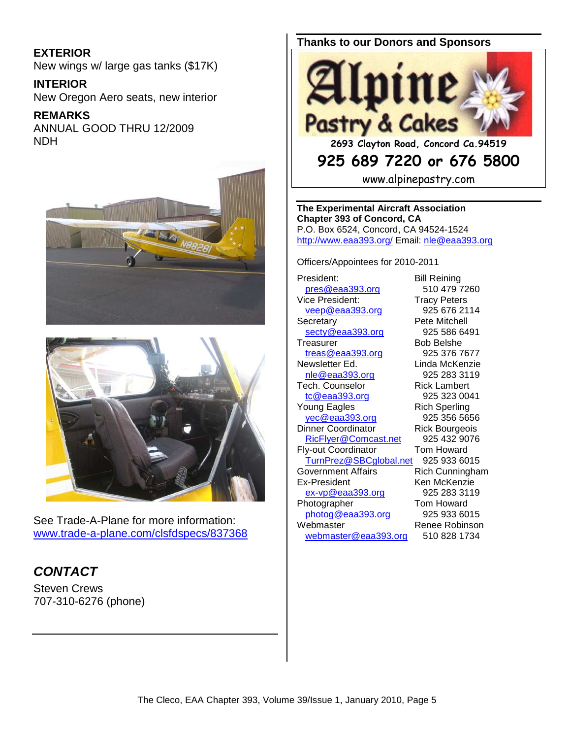**EXTERIOR**

New wings w/ large gas tanks ($17K)

**INTERIOR**

New Oregon Aero seats, new interior

**REMARKS**

ANNUAL GOOD THRU 12/2009
NDH

See Trade-A-Plane for more information: www.trade-a-plane.com/clsfdspecs/837368

## *CONTACT*

Steven Crews
707-310-6276 (phone)

---

**Thanks to our Donors and Sponsors**

Alpine Pastry & Cakes
2693 Clayton Road, Concord Ca.94519
925 689 7220 or 676 5800
www.alpinepastry.com

---

**The Experimental Aircraft Association Chapter 393 of Concord, CA**
P.O. Box 6524, Concord, CA 94524-1524
http://www.eaa393.org/ Email: nle@eaa393.org

Officers/Appointees for 2010-2011

| Position | Name |
|---|---|
| President: pres@eaa393.org | Bill Reining 510 479 7260 |
| Vice President: veep@eaa393.org | Tracy Peters 925 676 2114 |
| Secretary secty@eaa393.org | Pete Mitchell 925 586 6491 |
| Treasurer treas@eaa393.org | Bob Belshe 925 376 7677 |
| Newsletter Ed. nle@eaa393.org | Linda McKenzie 925 283 3119 |
| Tech. Counselor tc@eaa393.org | Rick Lambert 925 323 0041 |
| Young Eagles yec@eaa393.org | Rich Sperling 925 356 5656 |
| Dinner Coordinator RicFlyer@Comcast.net | Rick Bourgeois 925 432 9076 |
| Fly-out Coordinator TurnPrez@SBCglobal.net | Tom Howard 925 933 6015 |
| Government Affairs | Rich Cunningham |
| Ex-President ex-vp@eaa393.org | Ken McKenzie 925 283 3119 |
| Photographer photog@eaa393.org | Tom Howard 925 933 6015 |
| Webmaster webmaster@eaa393.org | Renee Robinson 510 828 1734 |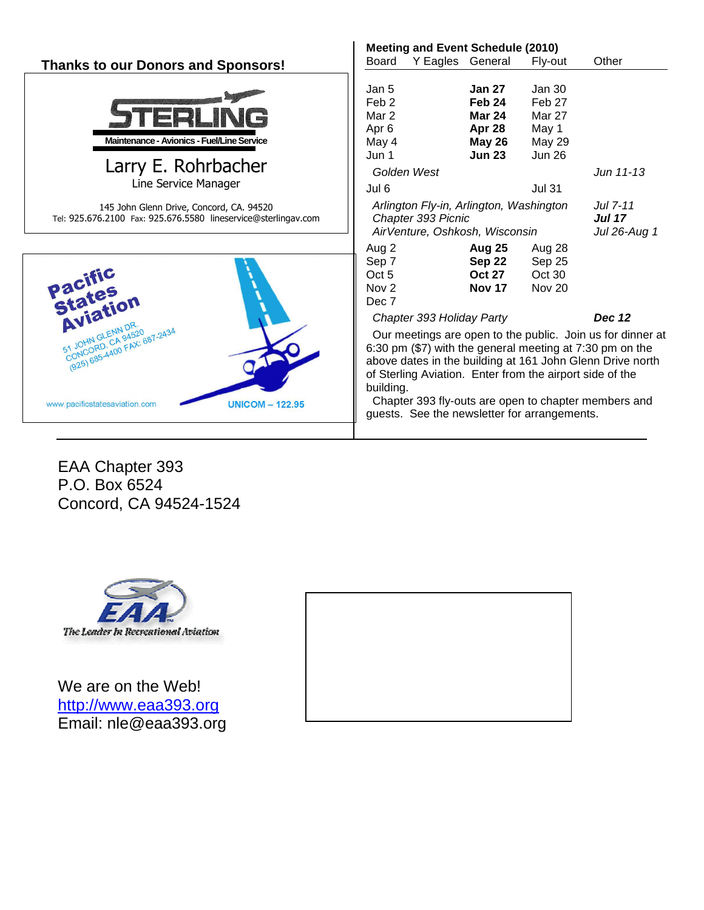## Thanks to our Donors and Sponsors!

STERLING

Maintenance - Avionics - Fuel/Line Service

Larry E. Rohrbacher
Line Service Manager

145 John Glenn Drive, Concord, CA. 94520
Tel: 925.676.2100 Fax: 925.676.5580 lineservice@sterlingav.com

Pacific States Aviation
51 JOHN GLENN DR.
CONCORD, CA 94520
(925) 685-4400 FAX: 687-2434

www.pacificstatesaviation.com
UNICOM – 122.95

## Meeting and Event Schedule (2010)

| Board | Y Eagles | General | Fly-out | Other |
|---|---|---|---|---|
| Jan 5 | | **Jan 27** | Jan 30 | |
| Feb 2 | | **Feb 24** | Feb 27 | |
| Mar 2 | | **Mar 24** | Mar 27 | |
| Apr 6 | | **Apr 28** | May 1 | |
| May 4 | | **May 26** | May 29 | |
| Jun 1 | | **Jun 23** | Jun 26 | |
| *Golden West* | | | | *Jun 11-13* |
| Jul 6 | | | Jul 31 | |
| *Arlington Fly-in, Arlington, Washington* | | | | *Jul 7-11* |
| *Chapter 393 Picnic* | | | | ***Jul 17*** |
| *AirVenture, Oshkosh, Wisconsin* | | | | *Jul 26-Aug 1* |
| Aug 2 | | **Aug 25** | Aug 28 | |
| Sep 7 | | **Sep 22** | Sep 25 | |
| Oct 5 | | **Oct 27** | Oct 30 | |
| Nov 2 | | **Nov 17** | Nov 20 | |
| Dec 7 | | | | |
| *Chapter 393 Holiday Party* | | | | ***Dec 12*** |

Our meetings are open to the public. Join us for dinner at 6:30 pm ($7) with the general meeting at 7:30 pm on the above dates in the building at 161 John Glenn Drive north of Sterling Aviation. Enter from the airport side of the building.

Chapter 393 fly-outs are open to chapter members and guests. See the newsletter for arrangements.

EAA Chapter 393
P.O. Box 6524
Concord, CA 94524-1524

EAA
The Leader In Recreational Aviation

We are on the Web!
http://www.eaa393.org
Email: nle@eaa393.org